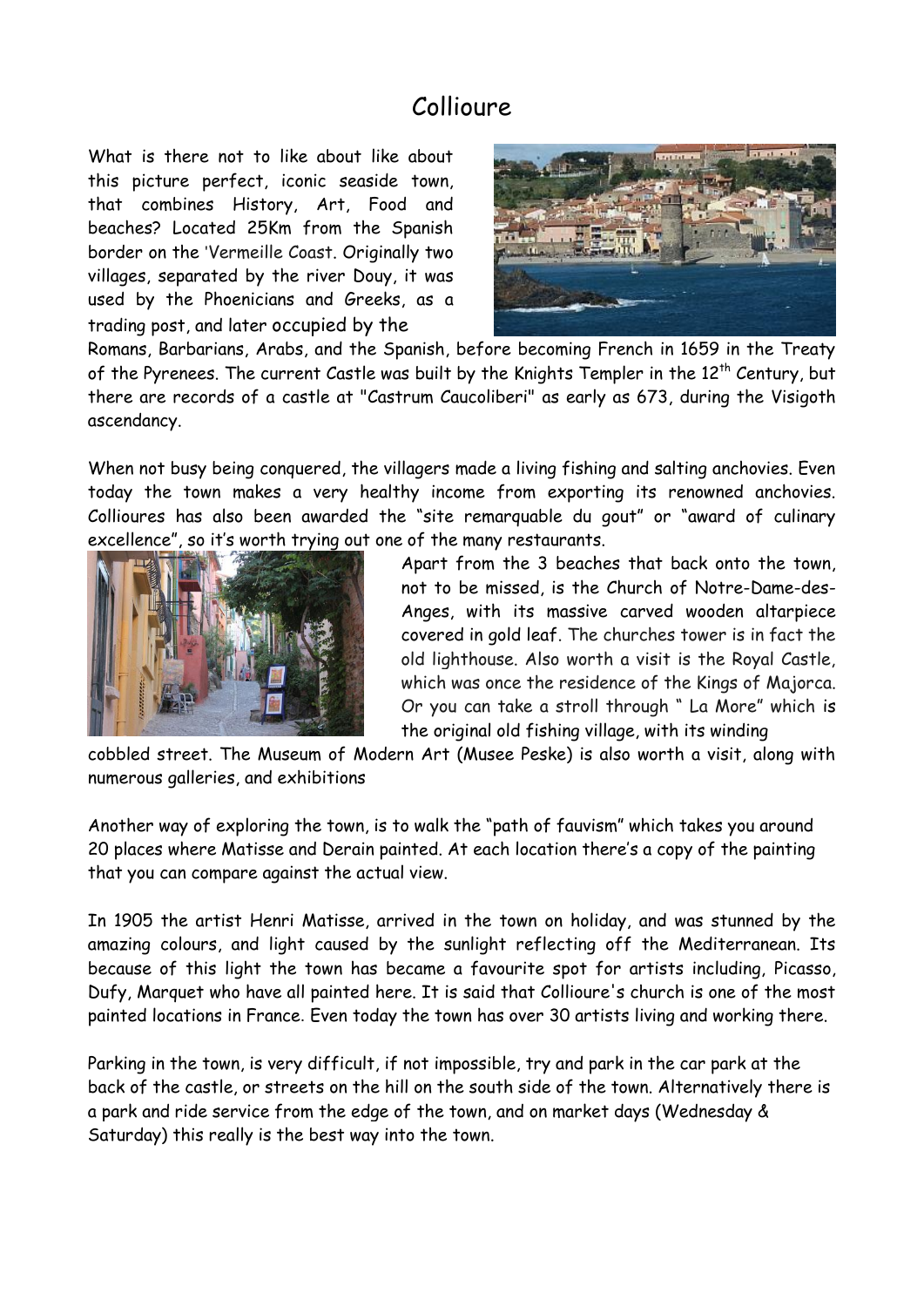# Collioure

What is there not to like about like about this picture perfect, iconic seaside town, that combines History, Art, Food and beaches? Located 25Km from the Spanish border on the 'Vermeille Coast. Originally two villages, separated by the river Douy, it was used by the Phoenicians and Greeks, as a trading post, and later occupied by the Romans, Barbarians, Arabs, and the Spanish, before becoming French in 1659 in the Treaty of the Pyrenees. The current Castle was built by the Knights Templer in the 12th Century, but there are records of a castle at "Castrum Caucoliberi" as early as 673, during the Visigoth ascendancy.

When not busy being conquered, the villagers made a living fishing and salting anchovies. Even today the town makes a very healthy income from exporting its renowned anchovies. Collioures has also been awarded the "site remarquable du gout" or "award of culinary excellence", so it's worth trying out one of the many restaurants.

Apart from the 3 beaches that back onto the town, not to be missed, is the Church of Notre-Dame-des-Anges, with its massive carved wooden altarpiece covered in gold leaf. The churches tower is in fact the old lighthouse. Also worth a visit is the Royal Castle, which was once the residence of the Kings of Majorca. Or you can take a stroll through " La More" which is the original old fishing village, with its winding cobbled street. The Museum of Modern Art (Musee Peske) is also worth a visit, along with numerous galleries, and exhibitions

Another way of exploring the town, is to walk the "path of fauvism" which takes you around 20 places where Matisse and Derain painted. At each location there's a copy of the painting that you can compare against the actual view.

In 1905 the artist Henri Matisse, arrived in the town on holiday, and was stunned by the amazing colours, and light caused by the sunlight reflecting off the Mediterranean. Its because of this light the town has became a favourite spot for artists including, Picasso, Dufy, Marquet who have all painted here. It is said that Collioure's church is one of the most painted locations in France. Even today the town has over 30 artists living and working there.

Parking in the town, is very difficult, if not impossible, try and park in the car park at the back of the castle, or streets on the hill on the south side of the town. Alternatively there is a park and ride service from the edge of the town, and on market days (Wednesday & Saturday) this really is the best way into the town.